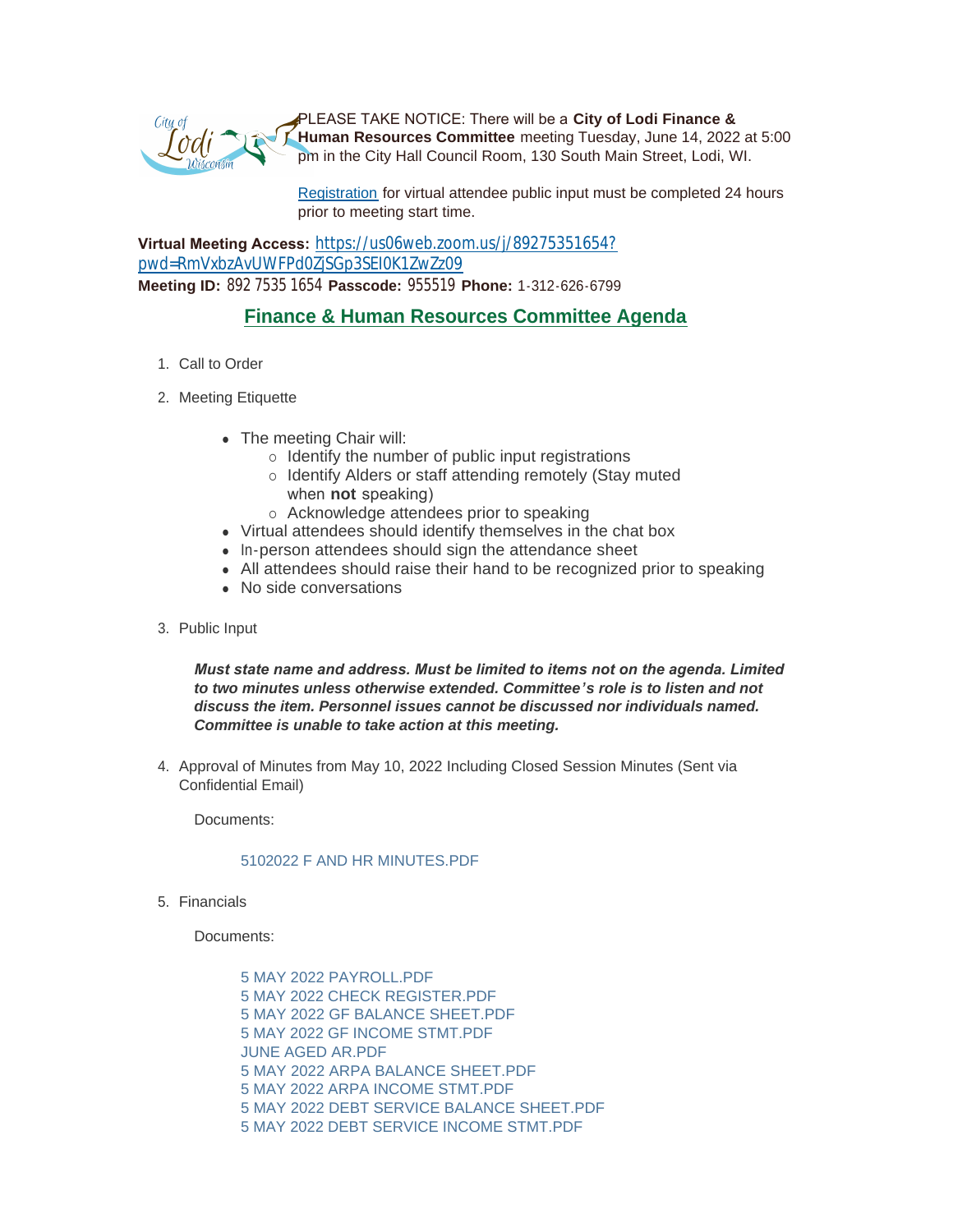PLEASE TAKE NOTICE: There will be a **City of Lodi Finance & Human Resources Committee** meeting Tuesday, June 14, 2022 at 5:00 pm in the City Hall Council Room, 130 South Main Street, Lodi, WI.

Registration for virtual attendee public input must be completed 24 hours prior to meeting start time.

**Virtual Meeting Access:** https://us06web.zoom.us/j/89275351654?pwd=RmVxbzAvUWFPd0ZjSGp3SEI0K1ZwZz09
**Meeting ID:** 892 7535 1654 **Passcode:** 955519 **Phone:** 1-312-626-6799

## Finance & Human Resources Committee Agenda

1. Call to Order

2. Meeting Etiquette

   - The meeting Chair will:
     - Identify the number of public input registrations
     - Identify Alders or staff attending remotely (Stay muted when **not** speaking)
     - Acknowledge attendees prior to speaking
   - Virtual attendees should identify themselves in the chat box
   - In-person attendees should sign the attendance sheet
   - All attendees should raise their hand to be recognized prior to speaking
   - No side conversations

3. Public Input

   ***Must state name and address. Must be limited to items not on the agenda. Limited to two minutes unless otherwise extended. Committee's role is to listen and not discuss the item. Personnel issues cannot be discussed nor individuals named. Committee is unable to take action at this meeting.***

4. Approval of Minutes from May 10, 2022 Including Closed Session Minutes (Sent via Confidential Email)

   Documents:

   5102022 F AND HR MINUTES.PDF

5. Financials

   Documents:

   5 MAY 2022 PAYROLL.PDF
   5 MAY 2022 CHECK REGISTER.PDF
   5 MAY 2022 GF BALANCE SHEET.PDF
   5 MAY 2022 GF INCOME STMT.PDF
   JUNE AGED AR.PDF
   5 MAY 2022 ARPA BALANCE SHEET.PDF
   5 MAY 2022 ARPA INCOME STMT.PDF
   5 MAY 2022 DEBT SERVICE BALANCE SHEET.PDF
   5 MAY 2022 DEBT SERVICE INCOME STMT.PDF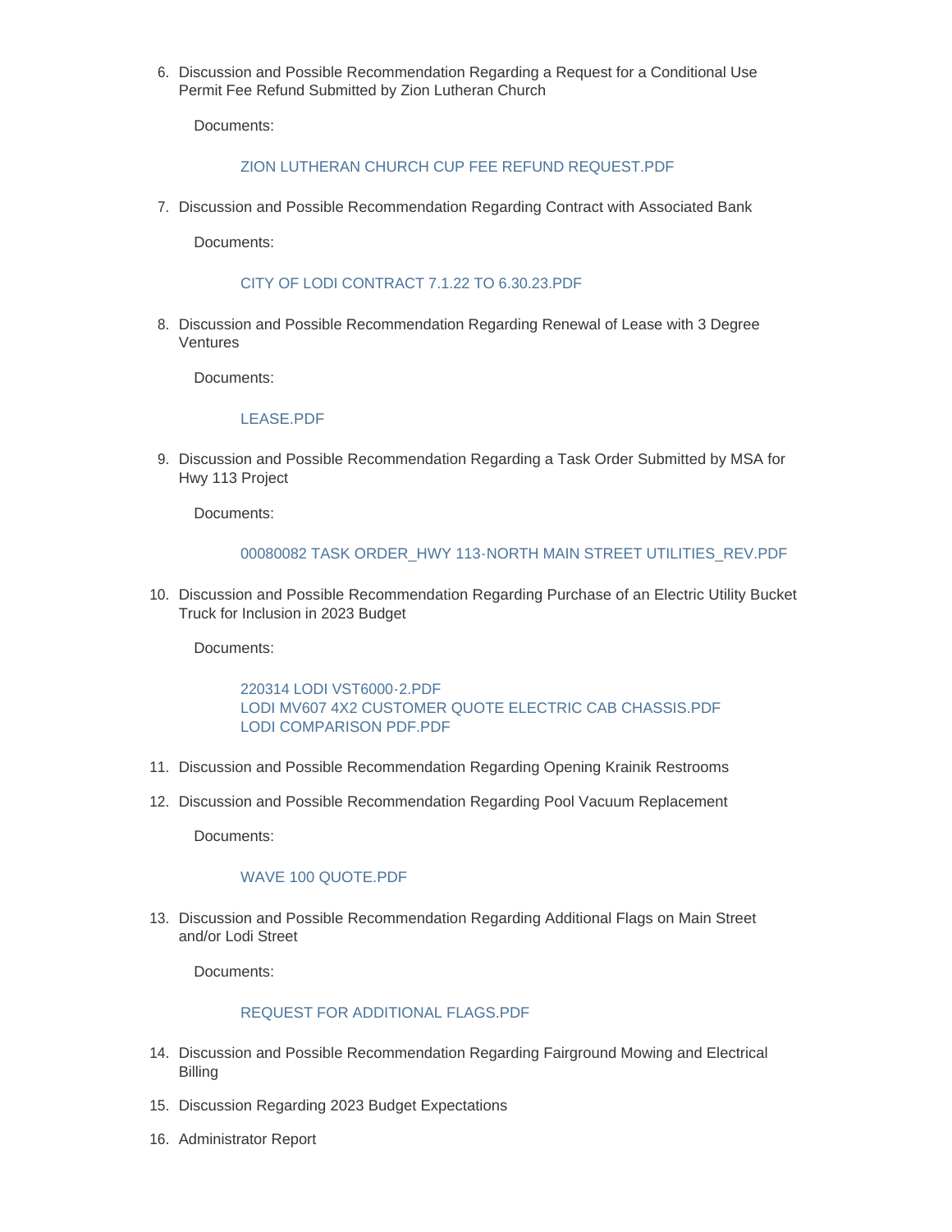6. Discussion and Possible Recommendation Regarding a Request for a Conditional Use Permit Fee Refund Submitted by Zion Lutheran Church

   Documents:

   ZION LUTHERAN CHURCH CUP FEE REFUND REQUEST.PDF

7. Discussion and Possible Recommendation Regarding Contract with Associated Bank

   Documents:

   CITY OF LODI CONTRACT 7.1.22 TO 6.30.23.PDF

8. Discussion and Possible Recommendation Regarding Renewal of Lease with 3 Degree Ventures

   Documents:

   LEASE.PDF

9. Discussion and Possible Recommendation Regarding a Task Order Submitted by MSA for Hwy 113 Project

   Documents:

   00080082 TASK ORDER_HWY 113-NORTH MAIN STREET UTILITIES_REV.PDF

10. Discussion and Possible Recommendation Regarding Purchase of an Electric Utility Bucket Truck for Inclusion in 2023 Budget

    Documents:

    220314 LODI VST6000-2.PDF
    LODI MV607 4X2 CUSTOMER QUOTE ELECTRIC CAB CHASSIS.PDF
    LODI COMPARISON PDF.PDF

11. Discussion and Possible Recommendation Regarding Opening Krainik Restrooms

12. Discussion and Possible Recommendation Regarding Pool Vacuum Replacement

    Documents:

    WAVE 100 QUOTE.PDF

13. Discussion and Possible Recommendation Regarding Additional Flags on Main Street and/or Lodi Street

    Documents:

    REQUEST FOR ADDITIONAL FLAGS.PDF

14. Discussion and Possible Recommendation Regarding Fairground Mowing and Electrical Billing

15. Discussion Regarding 2023 Budget Expectations

16. Administrator Report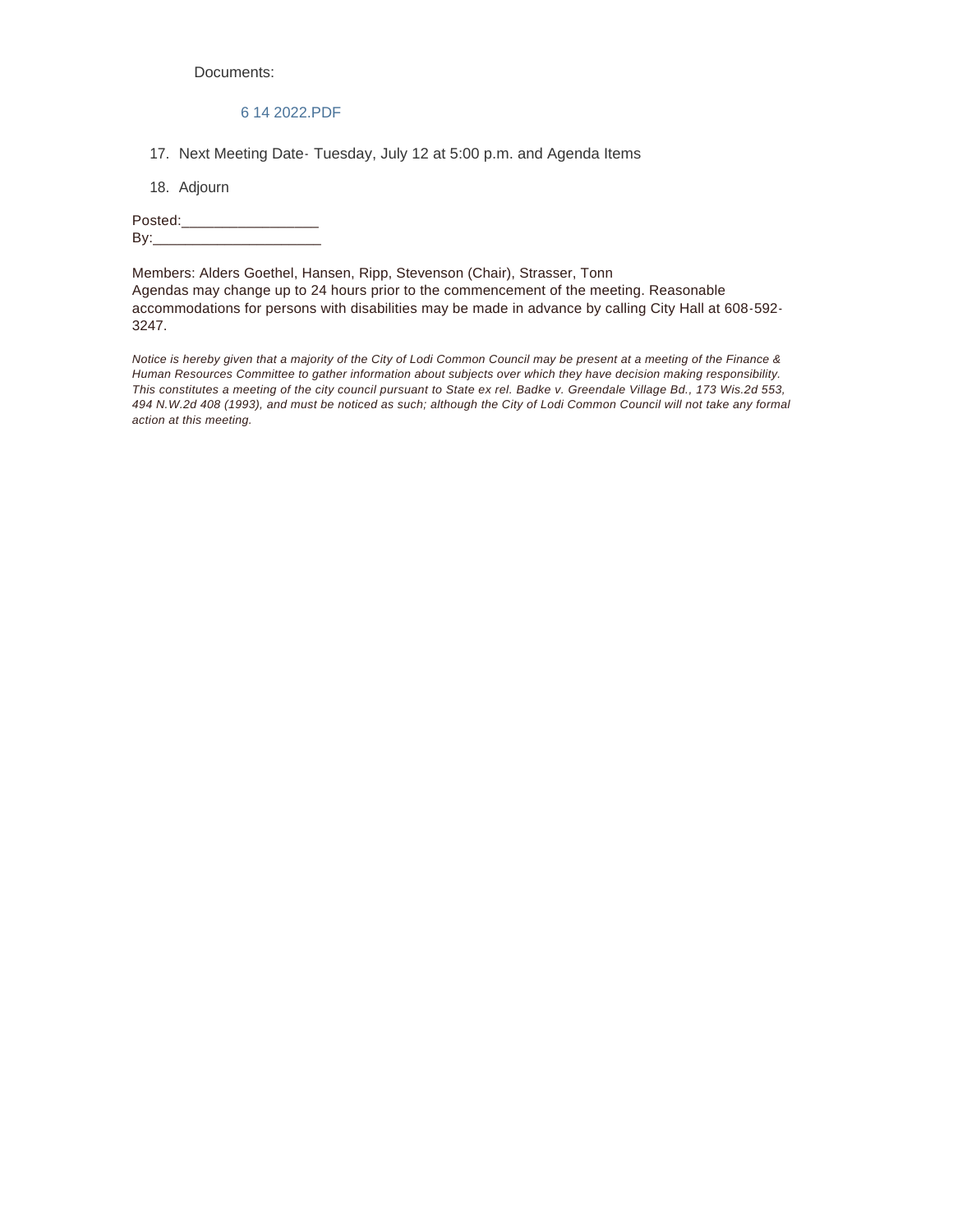Documents:

6 14 2022.PDF

17. Next Meeting Date- Tuesday, July 12 at 5:00 p.m. and Agenda Items

18. Adjourn

Posted:_________________
By:_____________________

Members: Alders Goethel, Hansen, Ripp, Stevenson (Chair), Strasser, Tonn
Agendas may change up to 24 hours prior to the commencement of the meeting. Reasonable accommodations for persons with disabilities may be made in advance by calling City Hall at 608-592-3247.

*Notice is hereby given that a majority of the City of Lodi Common Council may be present at a meeting of the Finance & Human Resources Committee to gather information about subjects over which they have decision making responsibility. This constitutes a meeting of the city council pursuant to State ex rel. Badke v. Greendale Village Bd., 173 Wis.2d 553, 494 N.W.2d 408 (1993), and must be noticed as such; although the City of Lodi Common Council will not take any formal action at this meeting.*